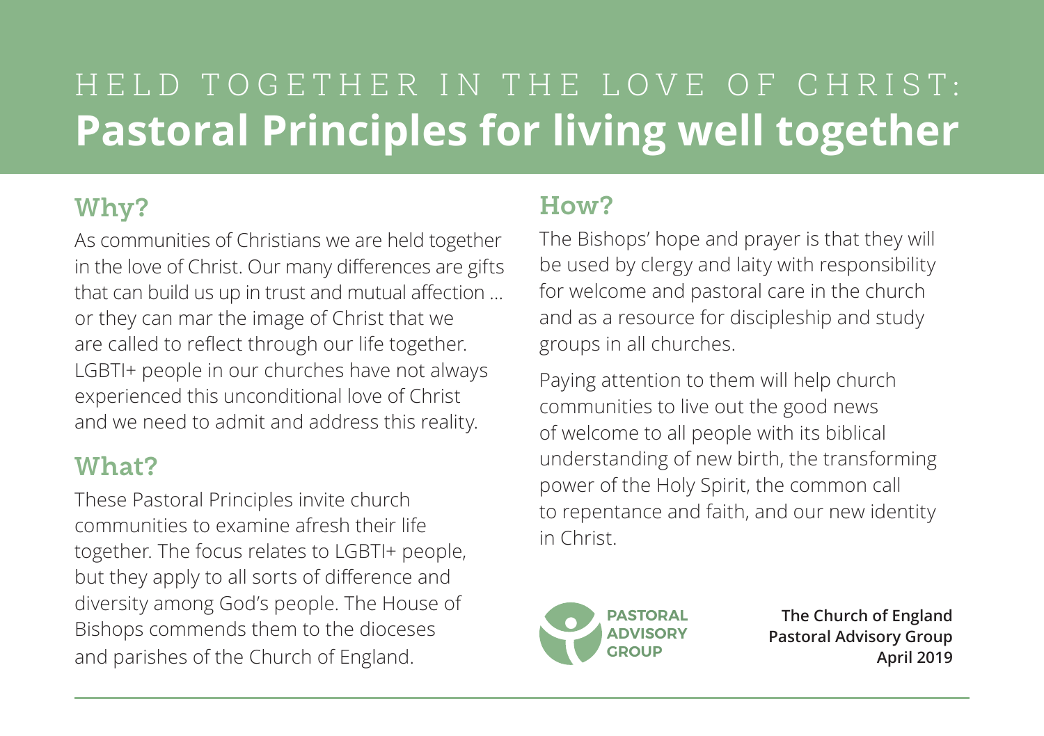# HELD TOGETHER IN THE LOVE OF CHRIST: **Pastoral Principles for living well together**

## Why?

As communities of Christians we are held together in the love of Christ. Our many differences are gifts that can build us up in trust and mutual affection … or they can mar the image of Christ that we are called to reflect through our life together. LGBTI+ people in our churches have not always experienced this unconditional love of Christ and we need to admit and address this reality.

## What?

These Pastoral Principles invite church communities to examine afresh their life together. The focus relates to LGBTI+ people, but they apply to all sorts of difference and diversity among God's people. The House of Bishops commends them to the dioceses and parishes of the Church of England.

## How?

The Bishops' hope and prayer is that they will be used by clergy and laity with responsibility for welcome and pastoral care in the church and as a resource for discipleship and study groups in all churches.

Paying attention to them will help church communities to live out the good news of welcome to all people with its biblical understanding of new birth, the transforming power of the Holy Spirit, the common call to repentance and faith, and our new identity in Christ.

PASTORAL ADVISORY GROUP

**The Church of England**
**Pastoral Advisory Group**
**April 2019**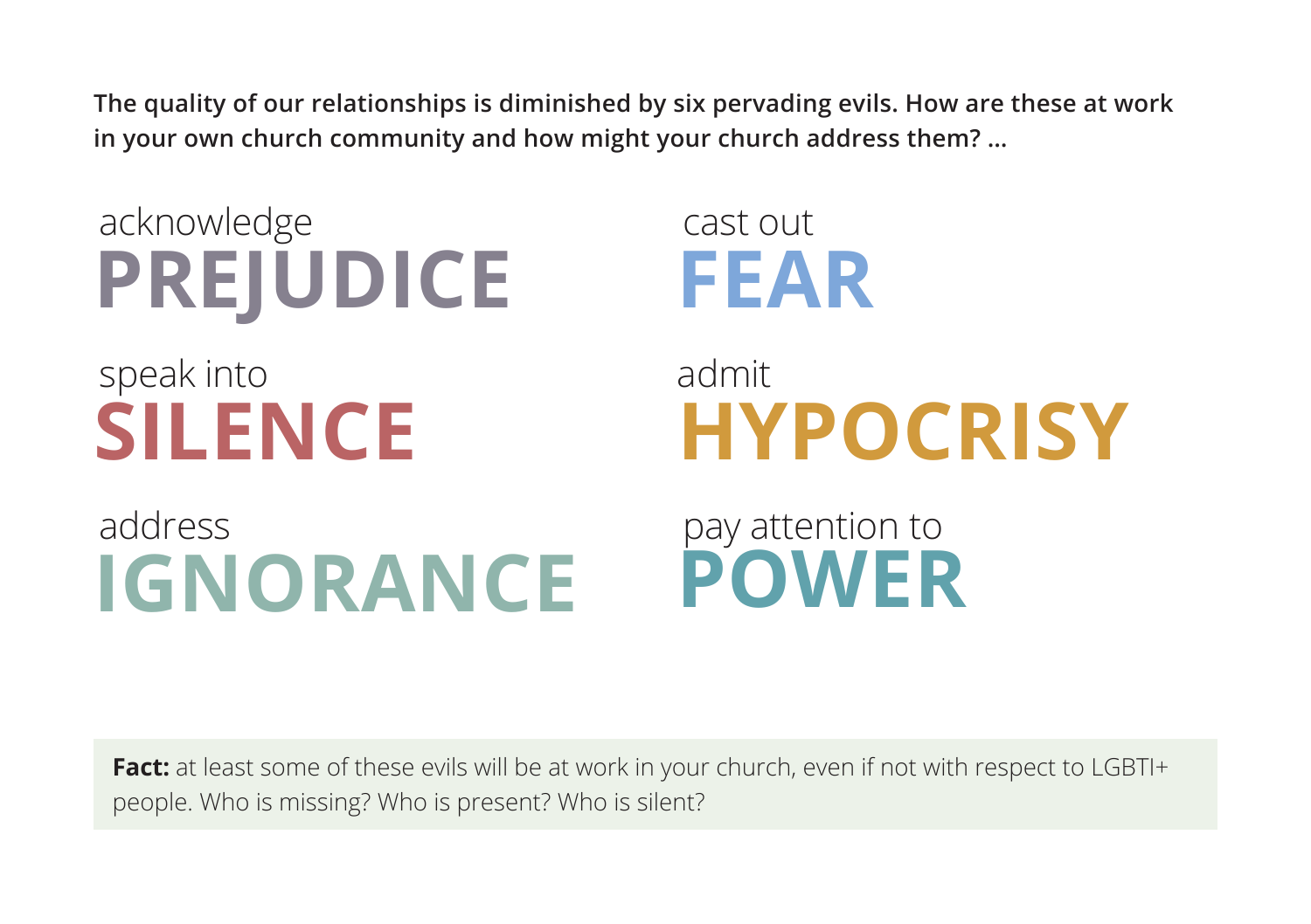**The quality of our relationships is diminished by six pervading evils. How are these at work in your own church community and how might your church address them? ...**

acknowledge
## PREJUDICE

speak into
## SILENCE

address
## IGNORANCE

cast out
## FEAR

admit
## HYPOCRISY

pay attention to
## POWER

**Fact:** at least some of these evils will be at work in your church, even if not with respect to LGBTI+ people. Who is missing? Who is present? Who is silent?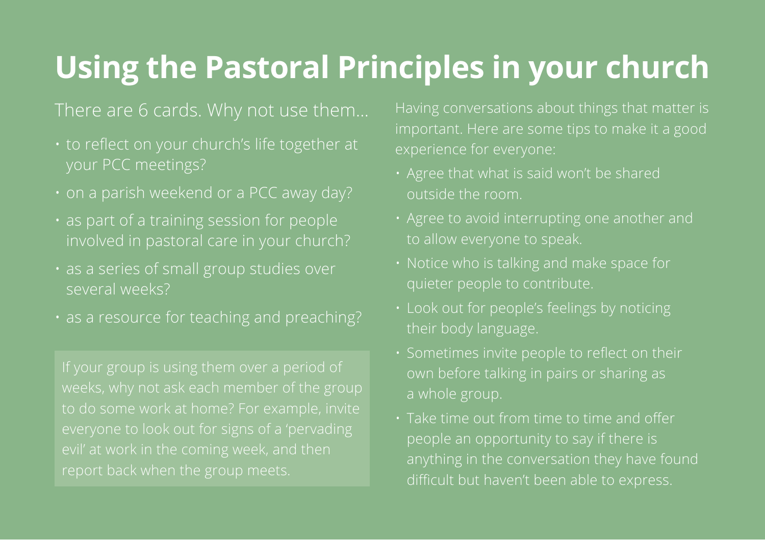# Using the Pastoral Principles in your church

There are 6 cards. Why not use them…

- to reflect on your church's life together at your PCC meetings?
- on a parish weekend or a PCC away day?
- as part of a training session for people involved in pastoral care in your church?
- as a series of small group studies over several weeks?
- as a resource for teaching and preaching?

If your group is using them over a period of weeks, why not ask each member of the group to do some work at home? For example, invite everyone to look out for signs of a 'pervading evil' at work in the coming week, and then report back when the group meets.

Having conversations about things that matter is important. Here are some tips to make it a good experience for everyone:

- Agree that what is said won't be shared outside the room.
- Agree to avoid interrupting one another and to allow everyone to speak.
- Notice who is talking and make space for quieter people to contribute.
- Look out for people's feelings by noticing their body language.
- Sometimes invite people to reflect on their own before talking in pairs or sharing as a whole group.
- Take time out from time to time and offer people an opportunity to say if there is anything in the conversation they have found difficult but haven't been able to express.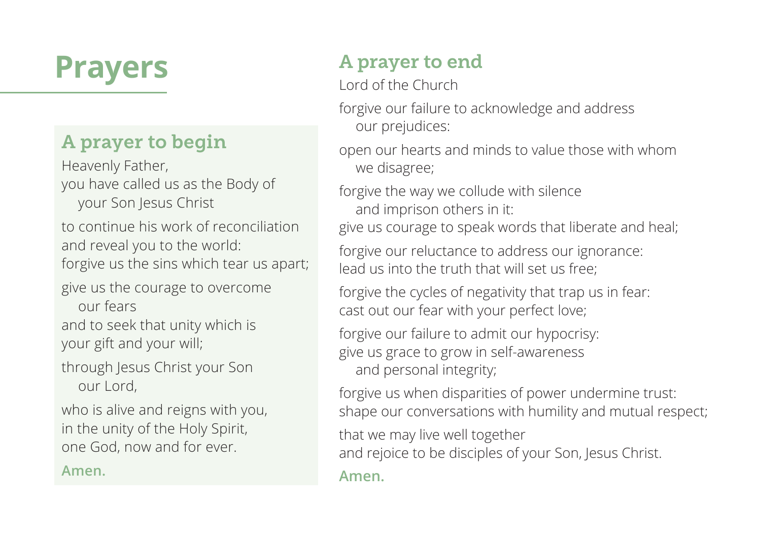# Prayers

## A prayer to begin

Heavenly Father,
you have called us as the Body of
 your Son Jesus Christ

to continue his work of reconciliation
and reveal you to the world:
forgive us the sins which tear us apart;

give us the courage to overcome
 our fears
and to seek that unity which is
your gift and your will;

through Jesus Christ your Son
 our Lord,

who is alive and reigns with you,
in the unity of the Holy Spirit,
one God, now and for ever.

**Amen.**

## A prayer to end

Lord of the Church

forgive our failure to acknowledge and address
 our prejudices:

open our hearts and minds to value those with whom
 we disagree;

forgive the way we collude with silence
 and imprison others in it:
give us courage to speak words that liberate and heal;

forgive our reluctance to address our ignorance:
lead us into the truth that will set us free;

forgive the cycles of negativity that trap us in fear:
cast out our fear with your perfect love;

forgive our failure to admit our hypocrisy:
give us grace to grow in self-awareness
 and personal integrity;

forgive us when disparities of power undermine trust:
shape our conversations with humility and mutual respect;

that we may live well together
and rejoice to be disciples of your Son, Jesus Christ.

**Amen.**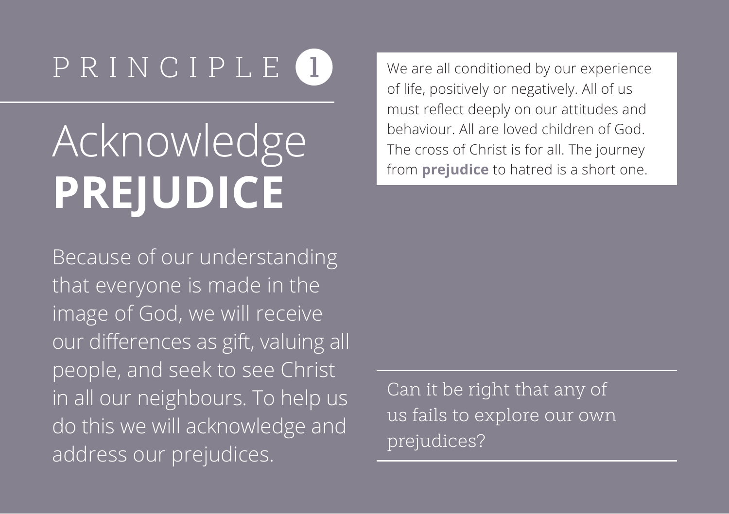PRINCIPLE 1

# Acknowledge **PREJUDICE**

Because of our understanding that everyone is made in the image of God, we will receive our differences as gift, valuing all people, and seek to see Christ in all our neighbours. To help us do this we will acknowledge and address our prejudices.

We are all conditioned by our experience of life, positively or negatively. All of us must reflect deeply on our attitudes and behaviour. All are loved children of God. The cross of Christ is for all. The journey from **prejudice** to hatred is a short one.

Can it be right that any of us fails to explore our own prejudices?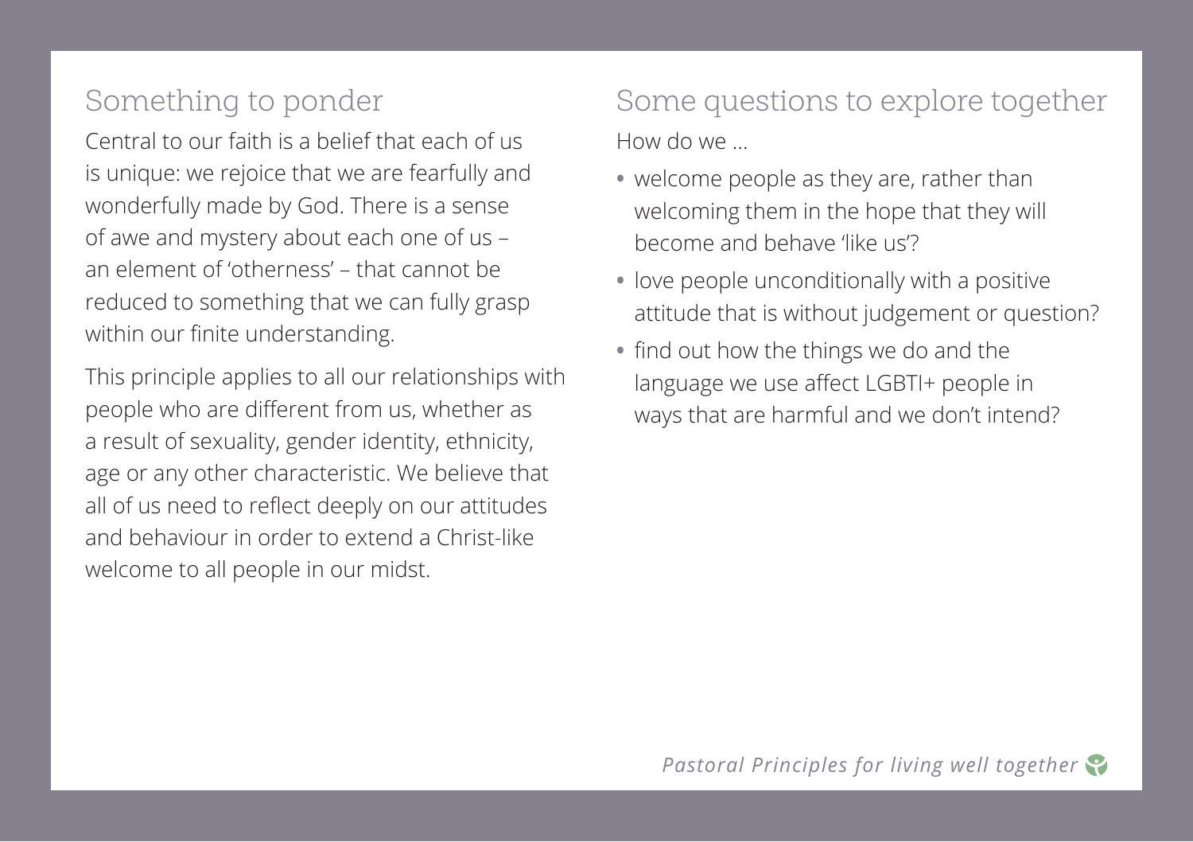## Something to ponder

Central to our faith is a belief that each of us is unique: we rejoice that we are fearfully and wonderfully made by God. There is a sense of awe and mystery about each one of us – an element of 'otherness' – that cannot be reduced to something that we can fully grasp within our finite understanding.

This principle applies to all our relationships with people who are different from us, whether as a result of sexuality, gender identity, ethnicity, age or any other characteristic. We believe that all of us need to reflect deeply on our attitudes and behaviour in order to extend a Christ-like welcome to all people in our midst.

## Some questions to explore together

How do we …

- welcome people as they are, rather than welcoming them in the hope that they will become and behave 'like us'?
- love people unconditionally with a positive attitude that is without judgement or question?
- find out how the things we do and the language we use affect LGBTI+ people in ways that are harmful and we don't intend?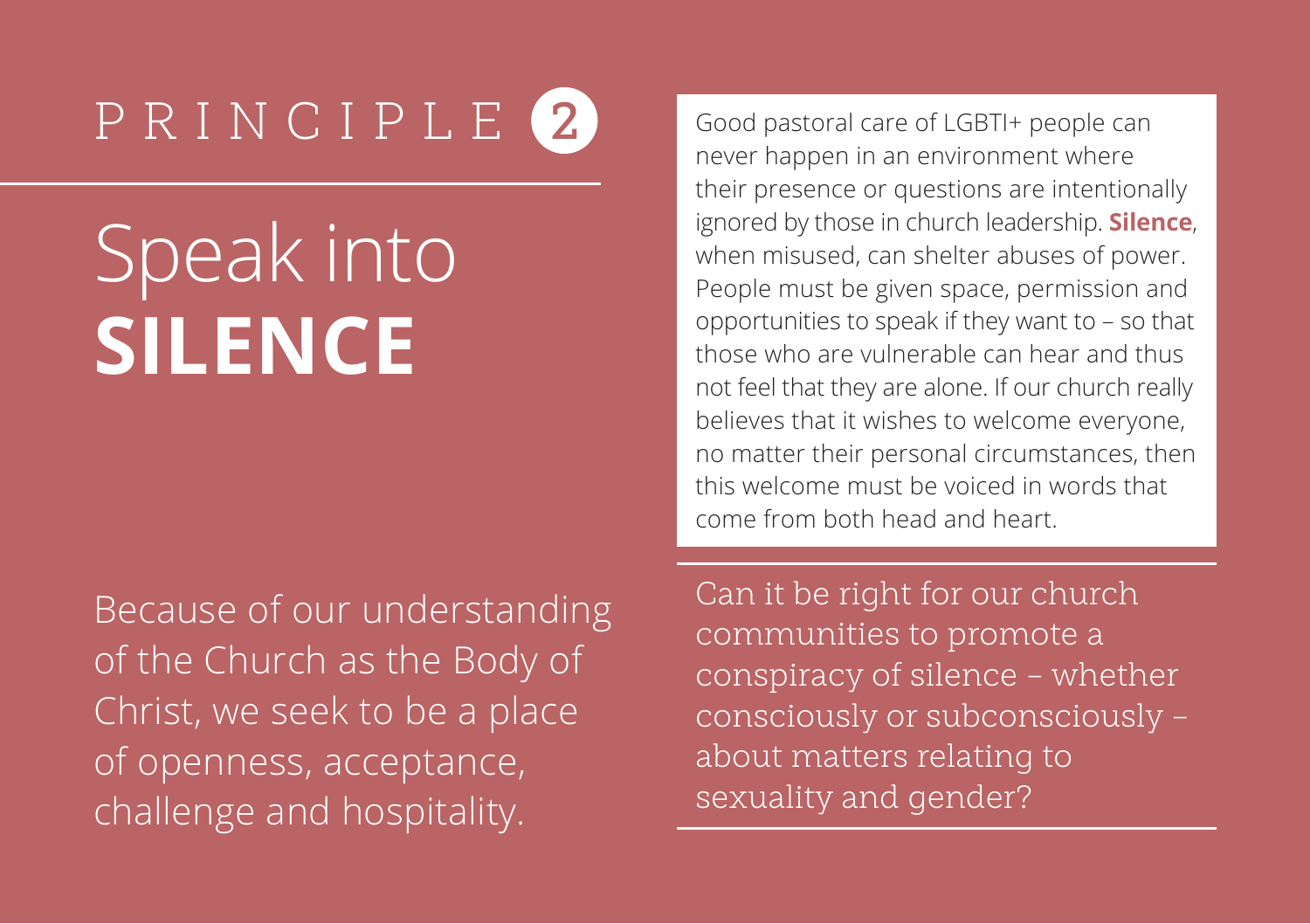# PRINCIPLE 2

## Speak into **SILENCE**

Because of our understanding of the Church as the Body of Christ, we seek to be a place of openness, acceptance, challenge and hospitality.

Good pastoral care of LGBTI+ people can never happen in an environment where their presence or questions are intentionally ignored by those in church leadership. **Silence**, when misused, can shelter abuses of power. People must be given space, permission and opportunities to speak if they want to – so that those who are vulnerable can hear and thus not feel that they are alone. If our church really believes that it wishes to welcome everyone, no matter their personal circumstances, then this welcome must be voiced in words that come from both head and heart.

Can it be right for our church communities to promote a conspiracy of silence – whether consciously or subconsciously – about matters relating to sexuality and gender?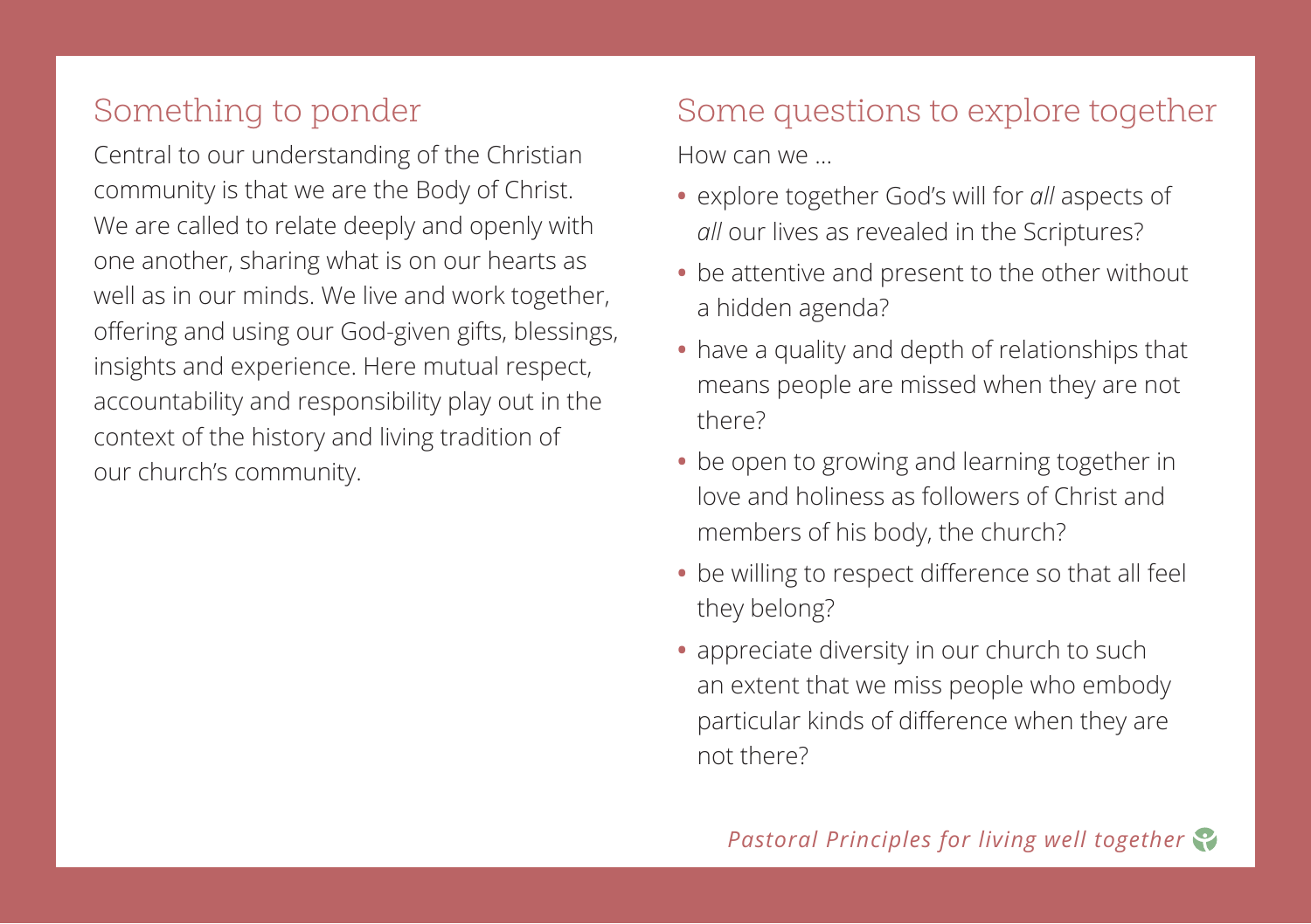## Something to ponder

Central to our understanding of the Christian community is that we are the Body of Christ. We are called to relate deeply and openly with one another, sharing what is on our hearts as well as in our minds. We live and work together, offering and using our God-given gifts, blessings, insights and experience. Here mutual respect, accountability and responsibility play out in the context of the history and living tradition of our church's community.

## Some questions to explore together

How can we …

- explore together God's will for *all* aspects of *all* our lives as revealed in the Scriptures?
- be attentive and present to the other without a hidden agenda?
- have a quality and depth of relationships that means people are missed when they are not there?
- be open to growing and learning together in love and holiness as followers of Christ and members of his body, the church?
- be willing to respect difference so that all feel they belong?
- appreciate diversity in our church to such an extent that we miss people who embody particular kinds of difference when they are not there?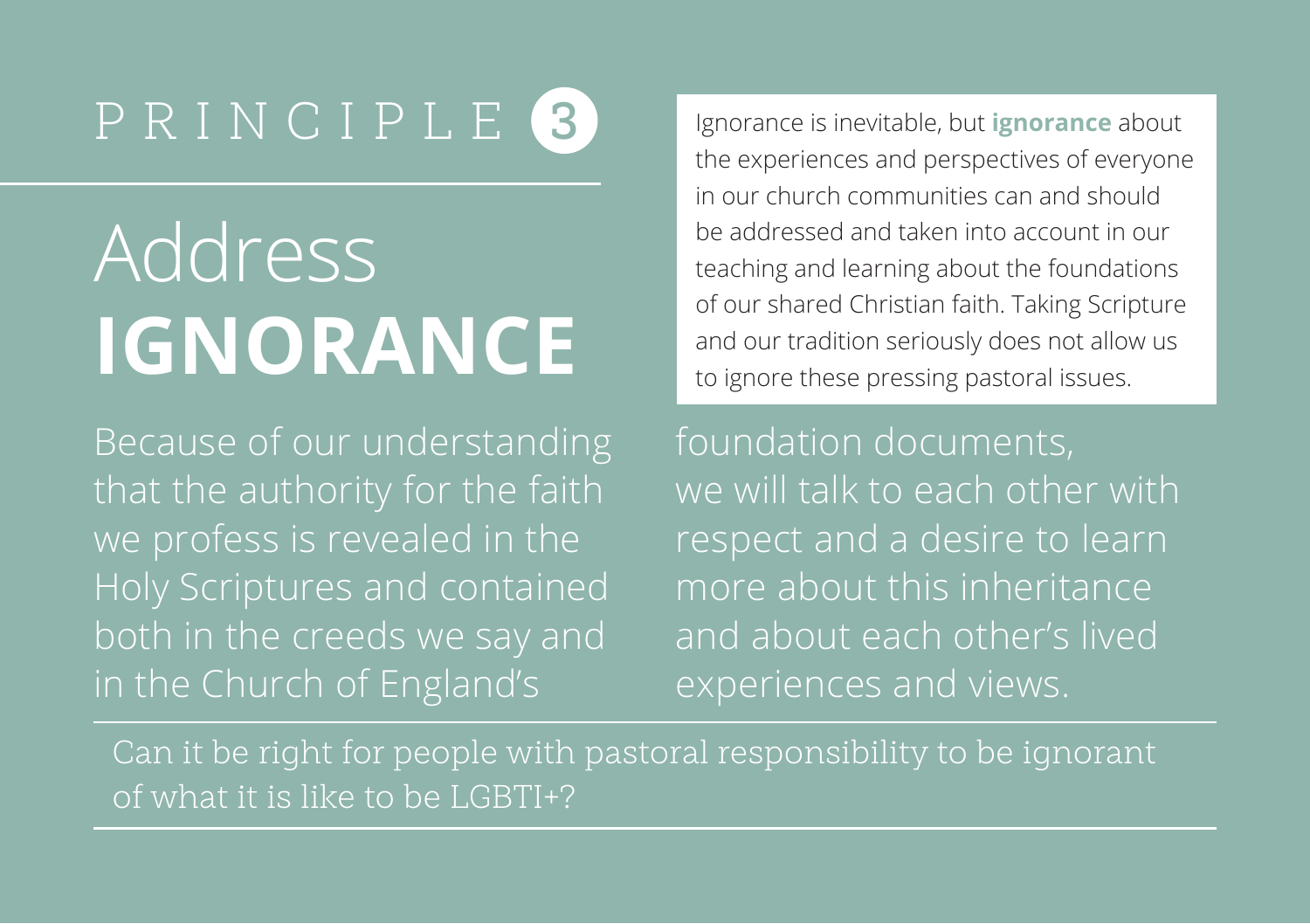# PRINCIPLE 3

## Address **IGNORANCE**

Ignorance is inevitable, but **ignorance** about the experiences and perspectives of everyone in our church communities can and should be addressed and taken into account in our teaching and learning about the foundations of our shared Christian faith. Taking Scripture and our tradition seriously does not allow us to ignore these pressing pastoral issues.

Because of our understanding that the authority for the faith we profess is revealed in the Holy Scriptures and contained both in the creeds we say and in the Church of England's foundation documents, we will talk to each other with respect and a desire to learn more about this inheritance and about each other's lived experiences and views.

Can it be right for people with pastoral responsibility to be ignorant of what it is like to be LGBTI+?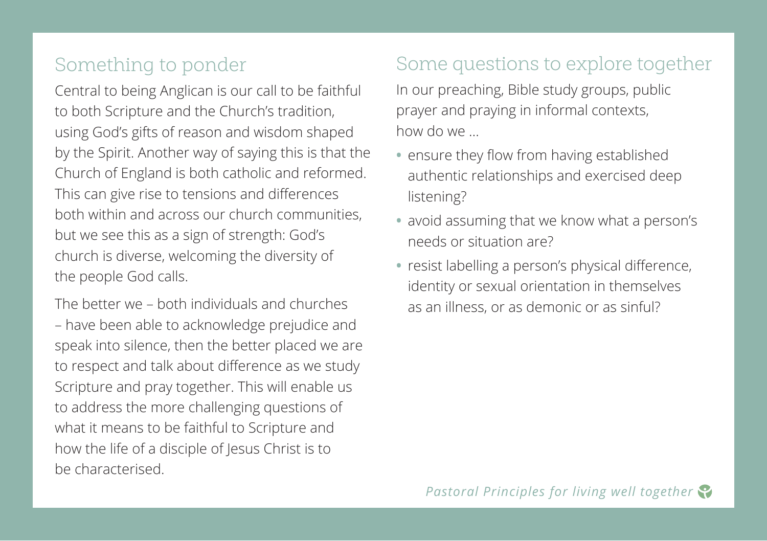## Something to ponder

Central to being Anglican is our call to be faithful to both Scripture and the Church's tradition, using God's gifts of reason and wisdom shaped by the Spirit. Another way of saying this is that the Church of England is both catholic and reformed. This can give rise to tensions and differences both within and across our church communities, but we see this as a sign of strength: God's church is diverse, welcoming the diversity of the people God calls.

The better we – both individuals and churches – have been able to acknowledge prejudice and speak into silence, then the better placed we are to respect and talk about difference as we study Scripture and pray together. This will enable us to address the more challenging questions of what it means to be faithful to Scripture and how the life of a disciple of Jesus Christ is to be characterised.

## Some questions to explore together

In our preaching, Bible study groups, public prayer and praying in informal contexts, how do we …

- ensure they flow from having established authentic relationships and exercised deep listening?
- avoid assuming that we know what a person's needs or situation are?
- resist labelling a person's physical difference, identity or sexual orientation in themselves as an illness, or as demonic or as sinful?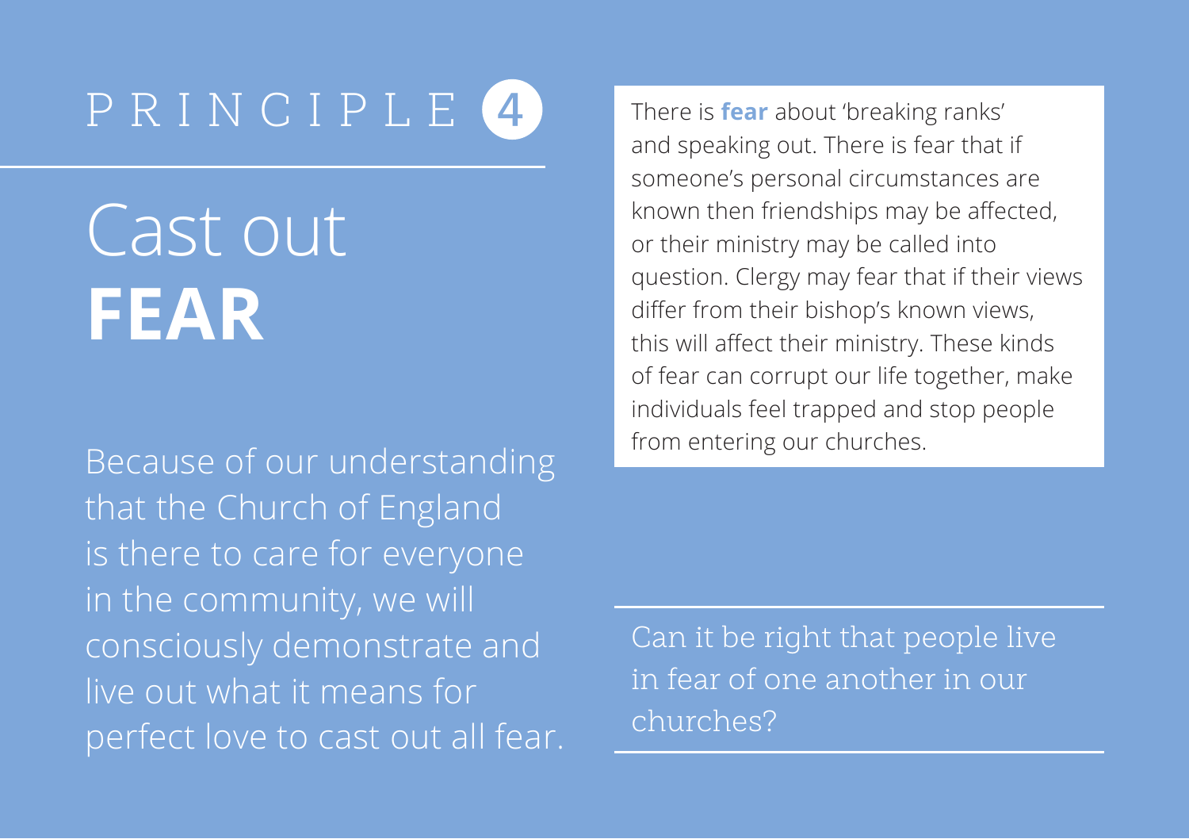# PRINCIPLE 4

## Cast out **FEAR**

Because of our understanding that the Church of England is there to care for everyone in the community, we will consciously demonstrate and live out what it means for perfect love to cast out all fear.

There is **fear** about 'breaking ranks' and speaking out. There is fear that if someone's personal circumstances are known then friendships may be affected, or their ministry may be called into question. Clergy may fear that if their views differ from their bishop's known views, this will affect their ministry. These kinds of fear can corrupt our life together, make individuals feel trapped and stop people from entering our churches.

Can it be right that people live in fear of one another in our churches?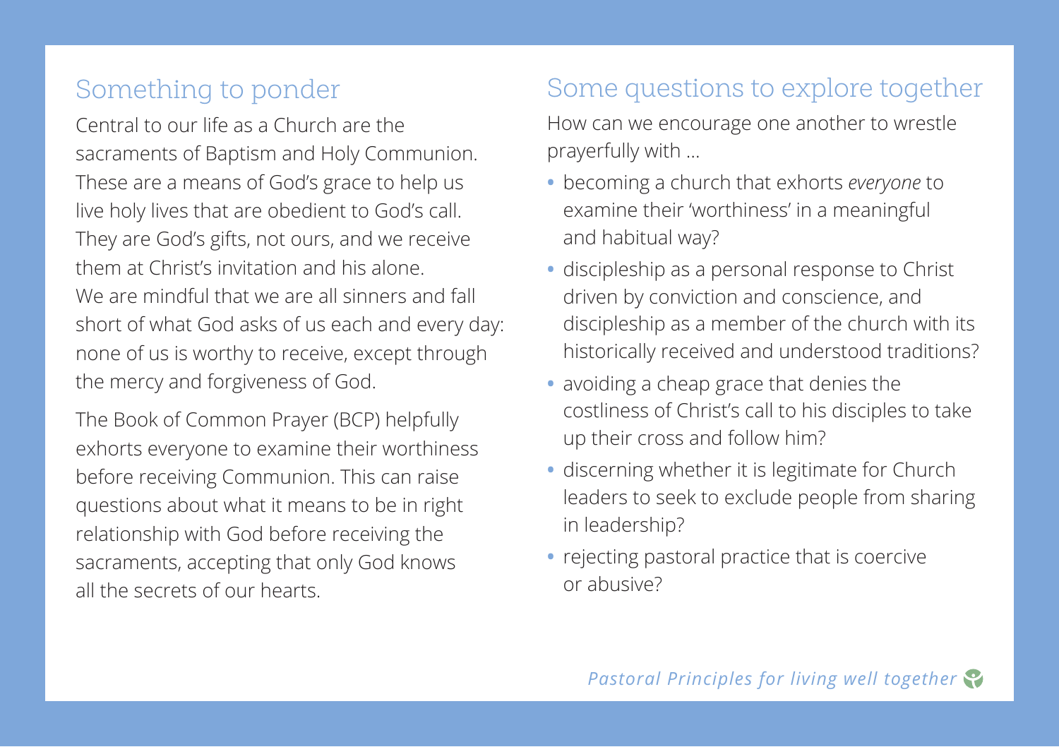## Something to ponder

Central to our life as a Church are the sacraments of Baptism and Holy Communion. These are a means of God's grace to help us live holy lives that are obedient to God's call. They are God's gifts, not ours, and we receive them at Christ's invitation and his alone. We are mindful that we are all sinners and fall short of what God asks of us each and every day: none of us is worthy to receive, except through the mercy and forgiveness of God.

The Book of Common Prayer (BCP) helpfully exhorts everyone to examine their worthiness before receiving Communion. This can raise questions about what it means to be in right relationship with God before receiving the sacraments, accepting that only God knows all the secrets of our hearts.

## Some questions to explore together

How can we encourage one another to wrestle prayerfully with ...

- becoming a church that exhorts *everyone* to examine their 'worthiness' in a meaningful and habitual way?
- discipleship as a personal response to Christ driven by conviction and conscience, and discipleship as a member of the church with its historically received and understood traditions?
- avoiding a cheap grace that denies the costliness of Christ's call to his disciples to take up their cross and follow him?
- discerning whether it is legitimate for Church leaders to seek to exclude people from sharing in leadership?
- rejecting pastoral practice that is coercive or abusive?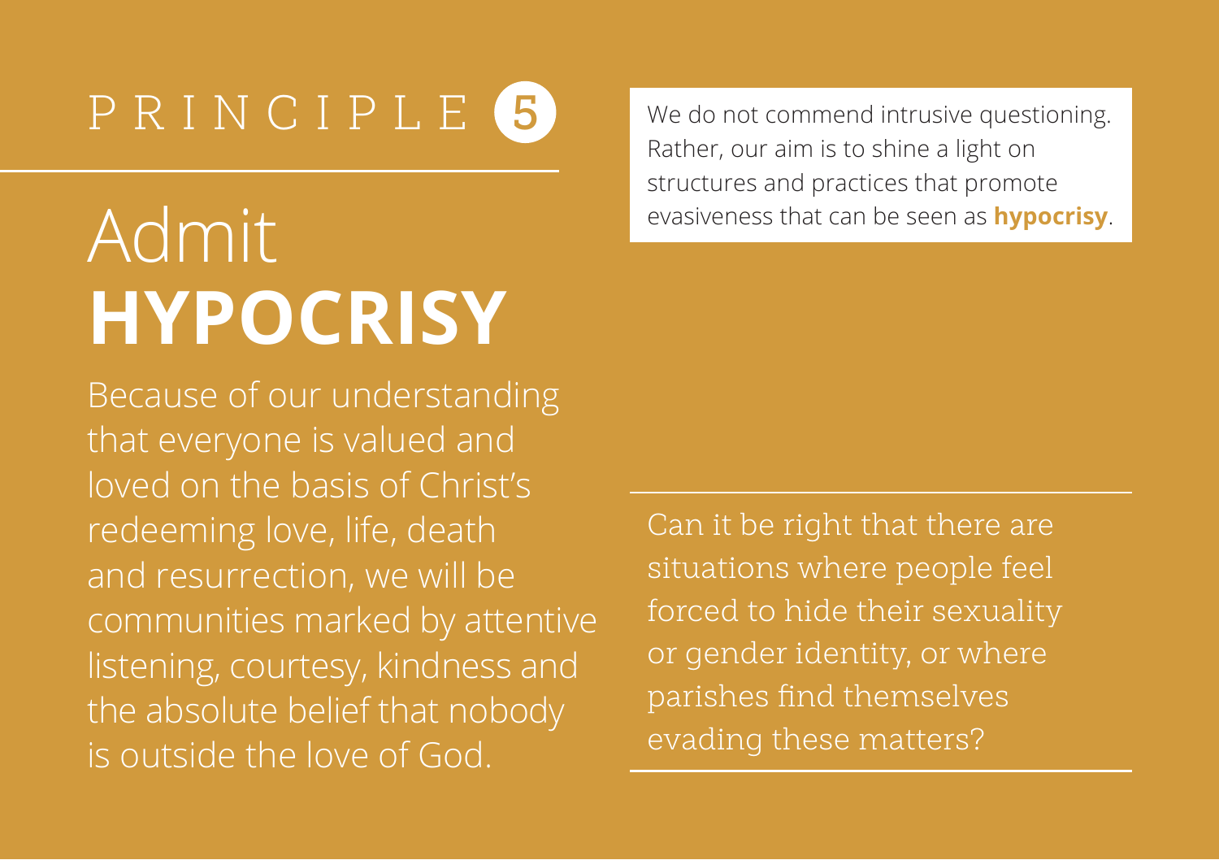PRINCIPLE 5

# Admit **HYPOCRISY**

Because of our understanding that everyone is valued and loved on the basis of Christ's redeeming love, life, death and resurrection, we will be communities marked by attentive listening, courtesy, kindness and the absolute belief that nobody is outside the love of God.

We do not commend intrusive questioning. Rather, our aim is to shine a light on structures and practices that promote evasiveness that can be seen as **hypocrisy**.

Can it be right that there are situations where people feel forced to hide their sexuality or gender identity, or where parishes find themselves evading these matters?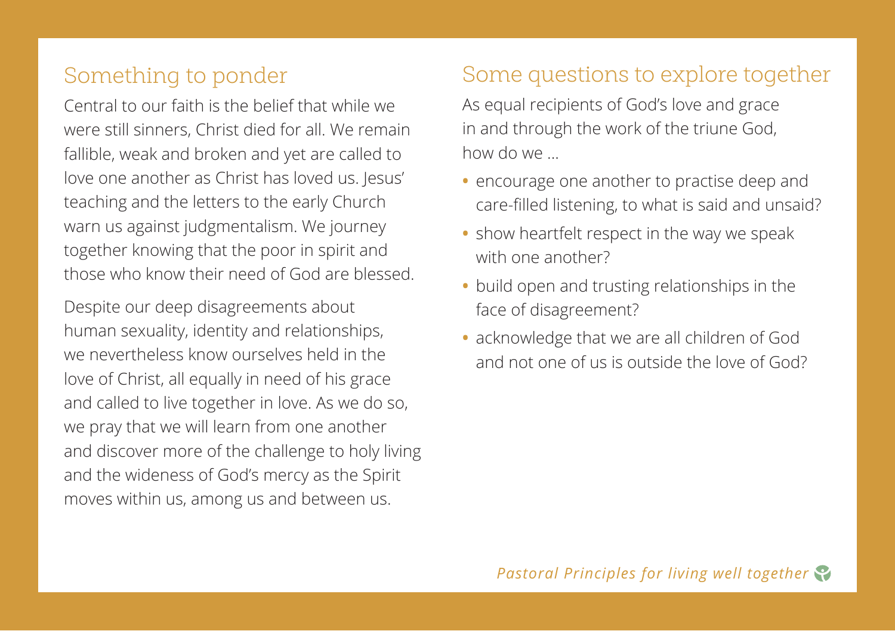## Something to ponder

Central to our faith is the belief that while we were still sinners, Christ died for all. We remain fallible, weak and broken and yet are called to love one another as Christ has loved us. Jesus' teaching and the letters to the early Church warn us against judgmentalism. We journey together knowing that the poor in spirit and those who know their need of God are blessed.

Despite our deep disagreements about human sexuality, identity and relationships, we nevertheless know ourselves held in the love of Christ, all equally in need of his grace and called to live together in love. As we do so, we pray that we will learn from one another and discover more of the challenge to holy living and the wideness of God's mercy as the Spirit moves within us, among us and between us.

## Some questions to explore together

As equal recipients of God's love and grace in and through the work of the triune God, how do we ...

- encourage one another to practise deep and care-filled listening, to what is said and unsaid?
- show heartfelt respect in the way we speak with one another?
- build open and trusting relationships in the face of disagreement?
- acknowledge that we are all children of God and not one of us is outside the love of God?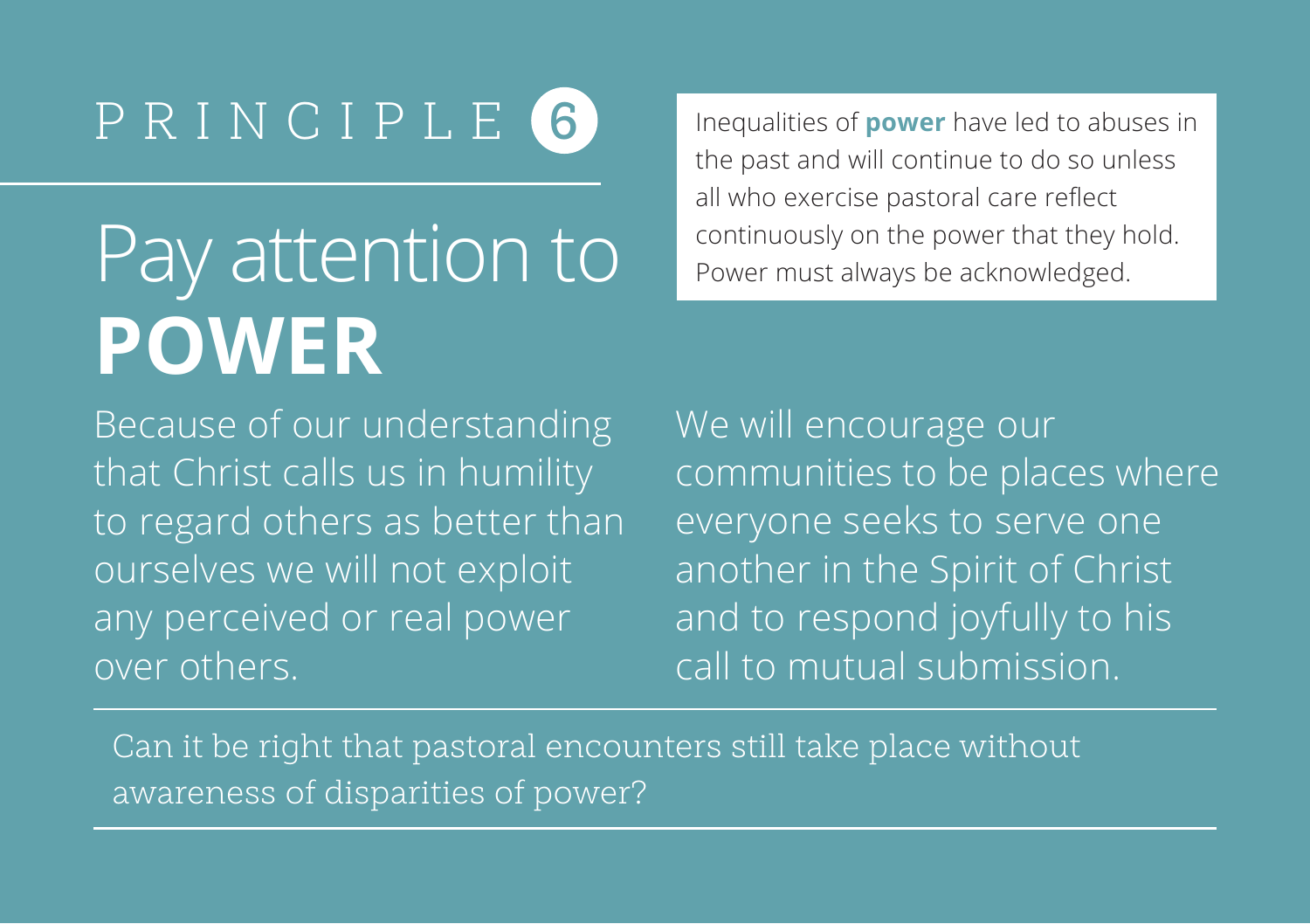# PRINCIPLE 6

## Pay attention to **POWER**

Inequalities of **power** have led to abuses in the past and will continue to do so unless all who exercise pastoral care reflect continuously on the power that they hold. Power must always be acknowledged.

Because of our understanding that Christ calls us in humility to regard others as better than ourselves we will not exploit any perceived or real power over others.

We will encourage our communities to be places where everyone seeks to serve one another in the Spirit of Christ and to respond joyfully to his call to mutual submission.

Can it be right that pastoral encounters still take place without awareness of disparities of power?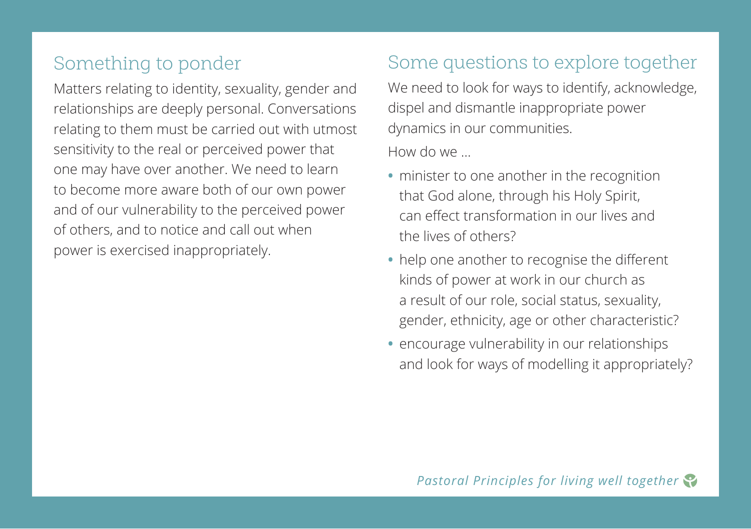## Something to ponder

Matters relating to identity, sexuality, gender and relationships are deeply personal. Conversations relating to them must be carried out with utmost sensitivity to the real or perceived power that one may have over another. We need to learn to become more aware both of our own power and of our vulnerability to the perceived power of others, and to notice and call out when power is exercised inappropriately.

## Some questions to explore together

We need to look for ways to identify, acknowledge, dispel and dismantle inappropriate power dynamics in our communities.

How do we …

- minister to one another in the recognition that God alone, through his Holy Spirit, can effect transformation in our lives and the lives of others?
- help one another to recognise the different kinds of power at work in our church as a result of our role, social status, sexuality, gender, ethnicity, age or other characteristic?
- encourage vulnerability in our relationships and look for ways of modelling it appropriately?